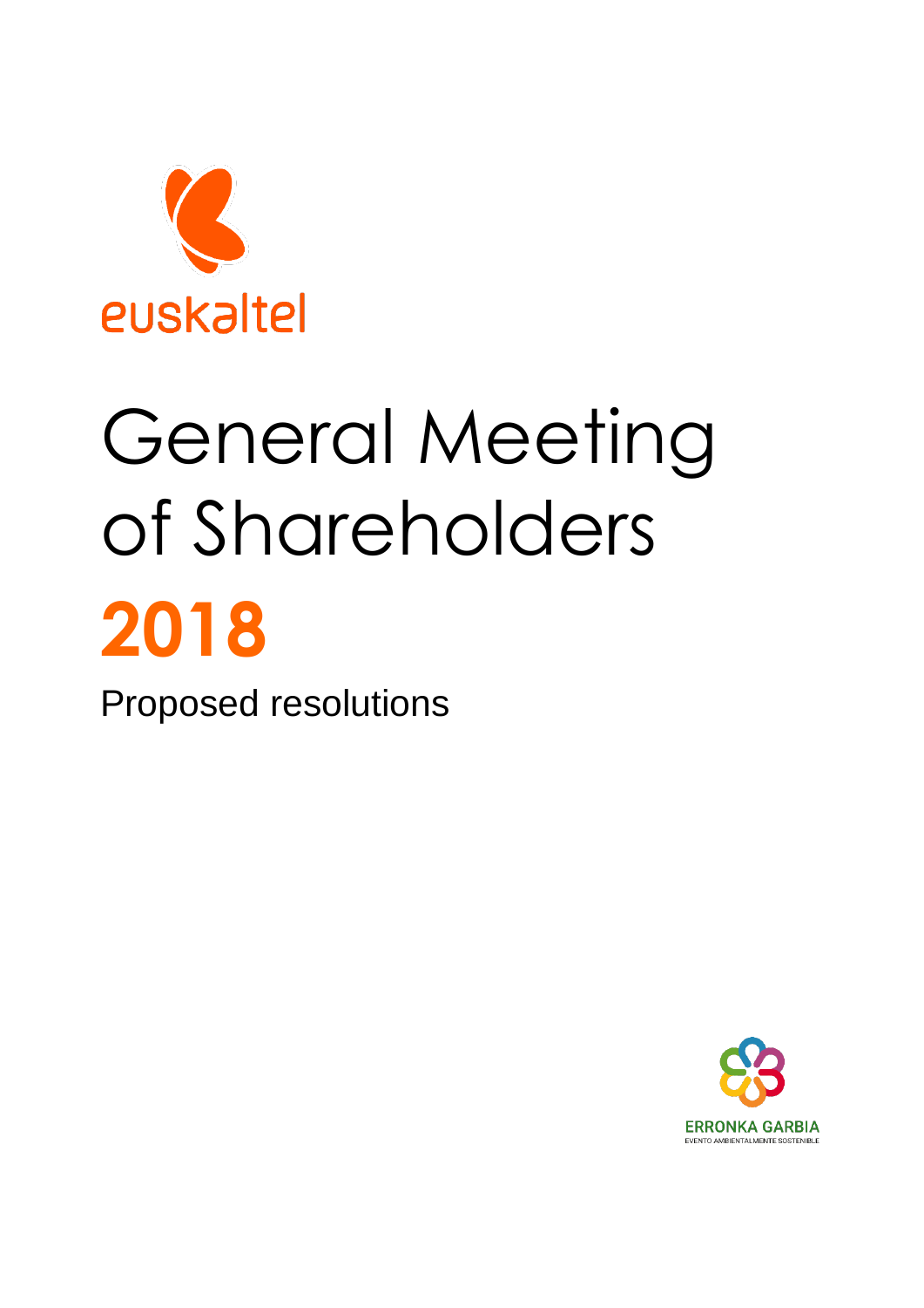euskaltel

# General Meeting of Shareholders

# 2018

Proposed resolutions

ERRONKA GARBIA

EVENTO AMBIENTALMENTE SOSTENIBLE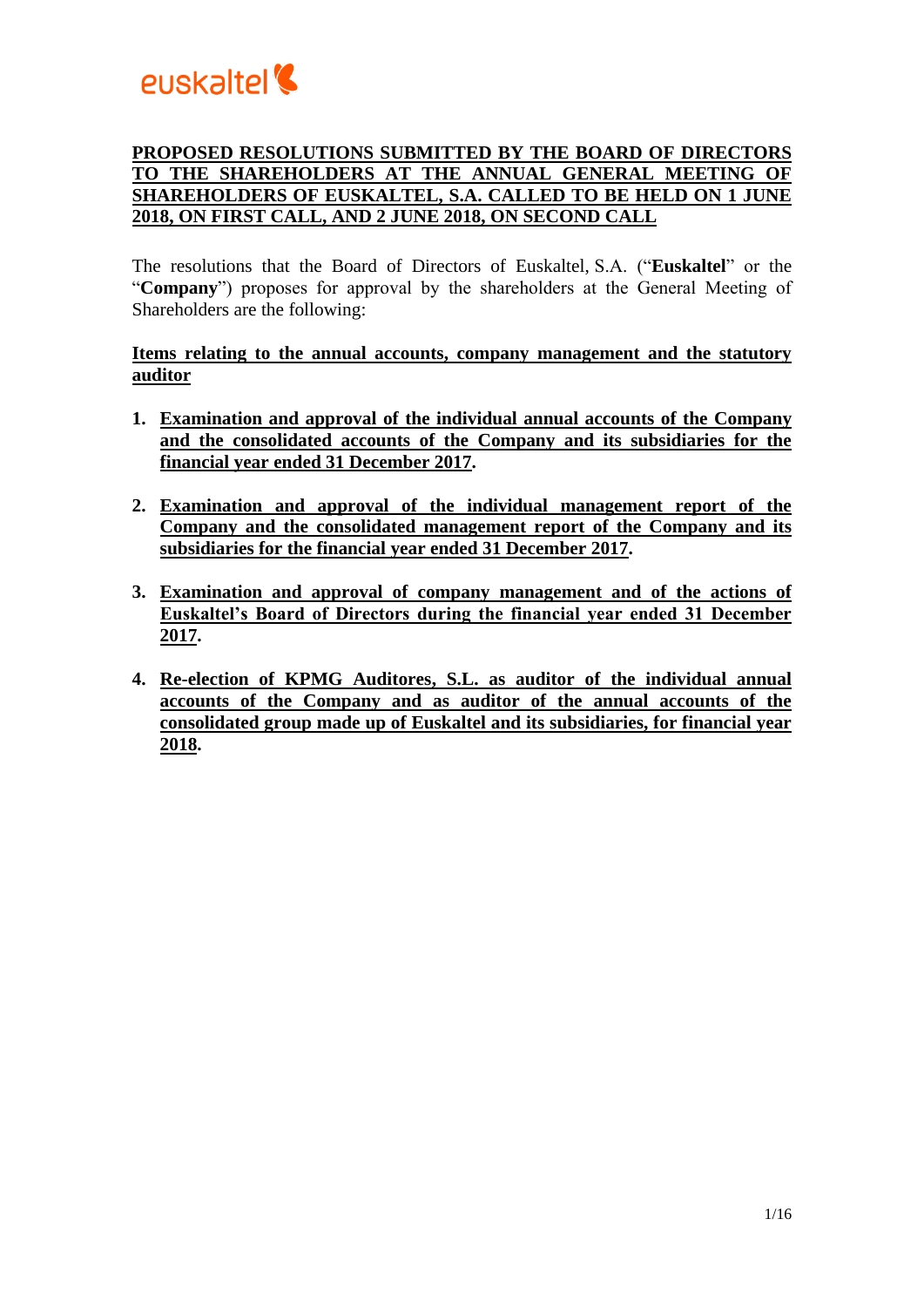## PROPOSED RESOLUTIONS SUBMITTED BY THE BOARD OF DIRECTORS TO THE SHAREHOLDERS AT THE ANNUAL GENERAL MEETING OF SHAREHOLDERS OF EUSKALTEL, S.A. CALLED TO BE HELD ON 1 JUNE 2018, ON FIRST CALL, AND 2 JUNE 2018, ON SECOND CALL

The resolutions that the Board of Directors of Euskaltel, S.A. ("**Euskaltel**" or the "**Company**") proposes for approval by the shareholders at the General Meeting of Shareholders are the following:

### Items relating to the annual accounts, company management and the statutory auditor

1. **Examination and approval of the individual annual accounts of the Company and the consolidated accounts of the Company and its subsidiaries for the financial year ended 31 December 2017.**

2. **Examination and approval of the individual management report of the Company and the consolidated management report of the Company and its subsidiaries for the financial year ended 31 December 2017.**

3. **Examination and approval of company management and of the actions of Euskaltel's Board of Directors during the financial year ended 31 December 2017.**

4. **Re-election of KPMG Auditores, S.L. as auditor of the individual annual accounts of the Company and as auditor of the annual accounts of the consolidated group made up of Euskaltel and its subsidiaries, for financial year 2018.**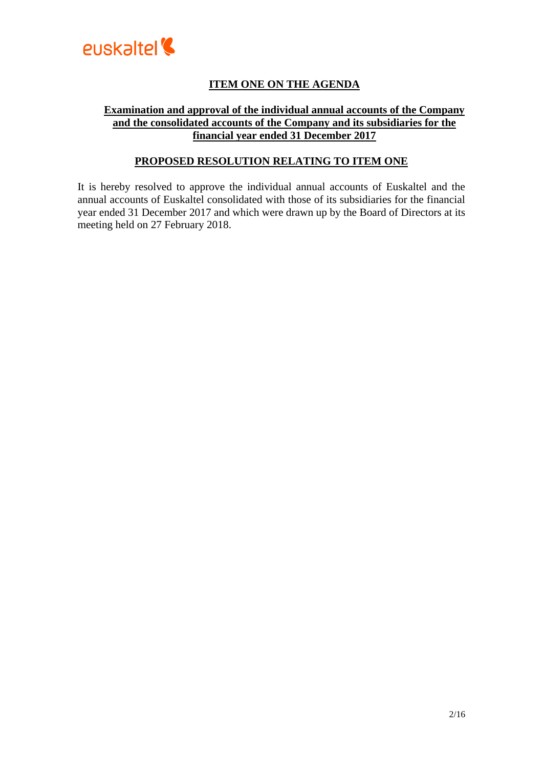## ITEM ONE ON THE AGENDA

### Examination and approval of the individual annual accounts of the Company and the consolidated accounts of the Company and its subsidiaries for the financial year ended 31 December 2017

### PROPOSED RESOLUTION RELATING TO ITEM ONE

It is hereby resolved to approve the individual annual accounts of Euskaltel and the annual accounts of Euskaltel consolidated with those of its subsidiaries for the financial year ended 31 December 2017 and which were drawn up by the Board of Directors at its meeting held on 27 February 2018.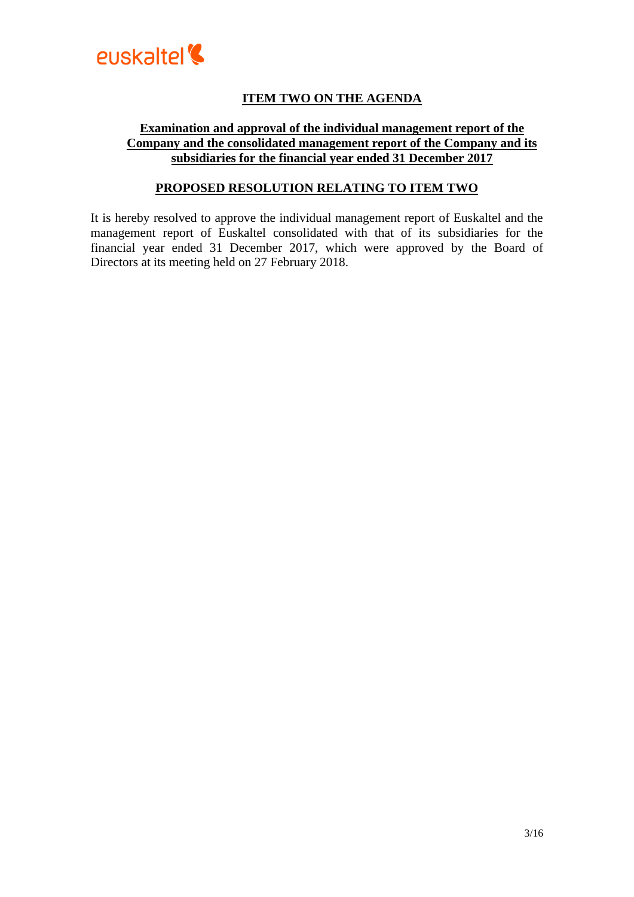## ITEM TWO ON THE AGENDA

### Examination and approval of the individual management report of the Company and the consolidated management report of the Company and its subsidiaries for the financial year ended 31 December 2017

### PROPOSED RESOLUTION RELATING TO ITEM TWO

It is hereby resolved to approve the individual management report of Euskaltel and the management report of Euskaltel consolidated with that of its subsidiaries for the financial year ended 31 December 2017, which were approved by the Board of Directors at its meeting held on 27 February 2018.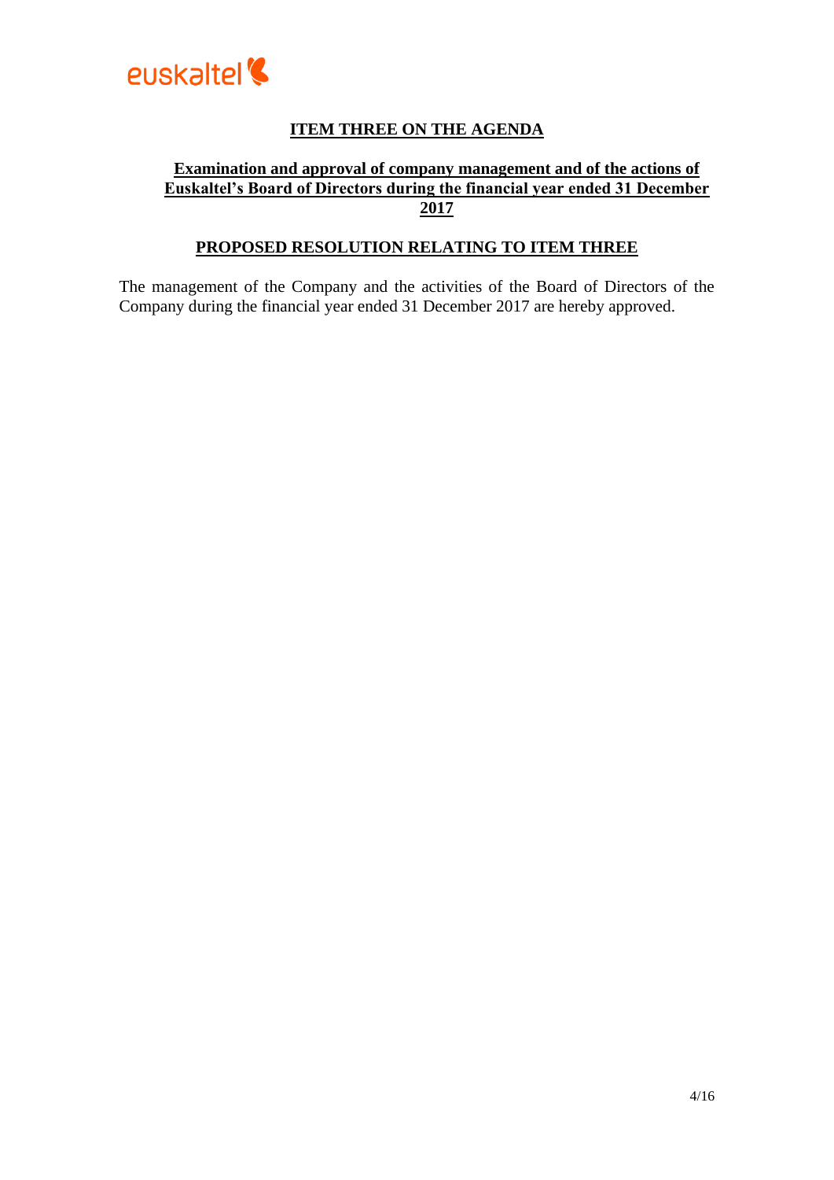## ITEM THREE ON THE AGENDA

### Examination and approval of company management and of the actions of Euskaltel's Board of Directors during the financial year ended 31 December 2017

## PROPOSED RESOLUTION RELATING TO ITEM THREE

The management of the Company and the activities of the Board of Directors of the Company during the financial year ended 31 December 2017 are hereby approved.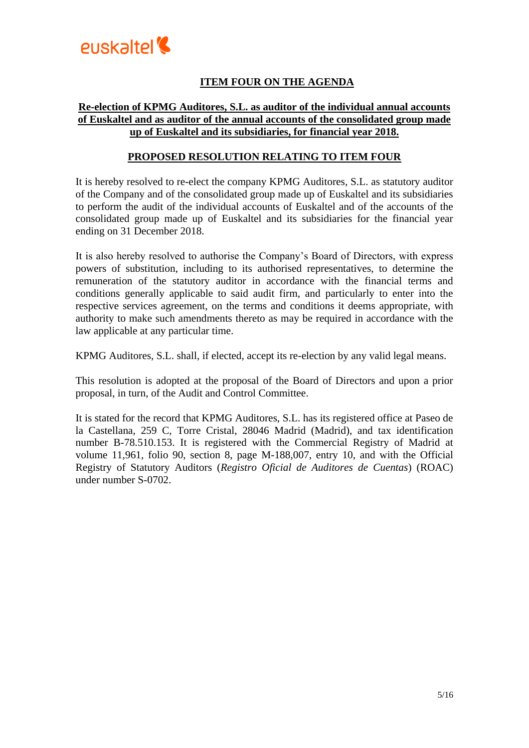## ITEM FOUR ON THE AGENDA

**Re-election of KPMG Auditores, S.L. as auditor of the individual annual accounts of Euskaltel and as auditor of the annual accounts of the consolidated group made up of Euskaltel and its subsidiaries, for financial year 2018.**

## PROPOSED RESOLUTION RELATING TO ITEM FOUR

It is hereby resolved to re-elect the company KPMG Auditores, S.L. as statutory auditor of the Company and of the consolidated group made up of Euskaltel and its subsidiaries to perform the audit of the individual accounts of Euskaltel and of the accounts of the consolidated group made up of Euskaltel and its subsidiaries for the financial year ending on 31 December 2018.

It is also hereby resolved to authorise the Company's Board of Directors, with express powers of substitution, including to its authorised representatives, to determine the remuneration of the statutory auditor in accordance with the financial terms and conditions generally applicable to said audit firm, and particularly to enter into the respective services agreement, on the terms and conditions it deems appropriate, with authority to make such amendments thereto as may be required in accordance with the law applicable at any particular time.

KPMG Auditores, S.L. shall, if elected, accept its re-election by any valid legal means.

This resolution is adopted at the proposal of the Board of Directors and upon a prior proposal, in turn, of the Audit and Control Committee.

It is stated for the record that KPMG Auditores, S.L. has its registered office at Paseo de la Castellana, 259 C, Torre Cristal, 28046 Madrid (Madrid), and tax identification number B-78.510.153. It is registered with the Commercial Registry of Madrid at volume 11,961, folio 90, section 8, page M-188,007, entry 10, and with the Official Registry of Statutory Auditors (*Registro Oficial de Auditores de Cuentas*) (ROAC) under number S-0702.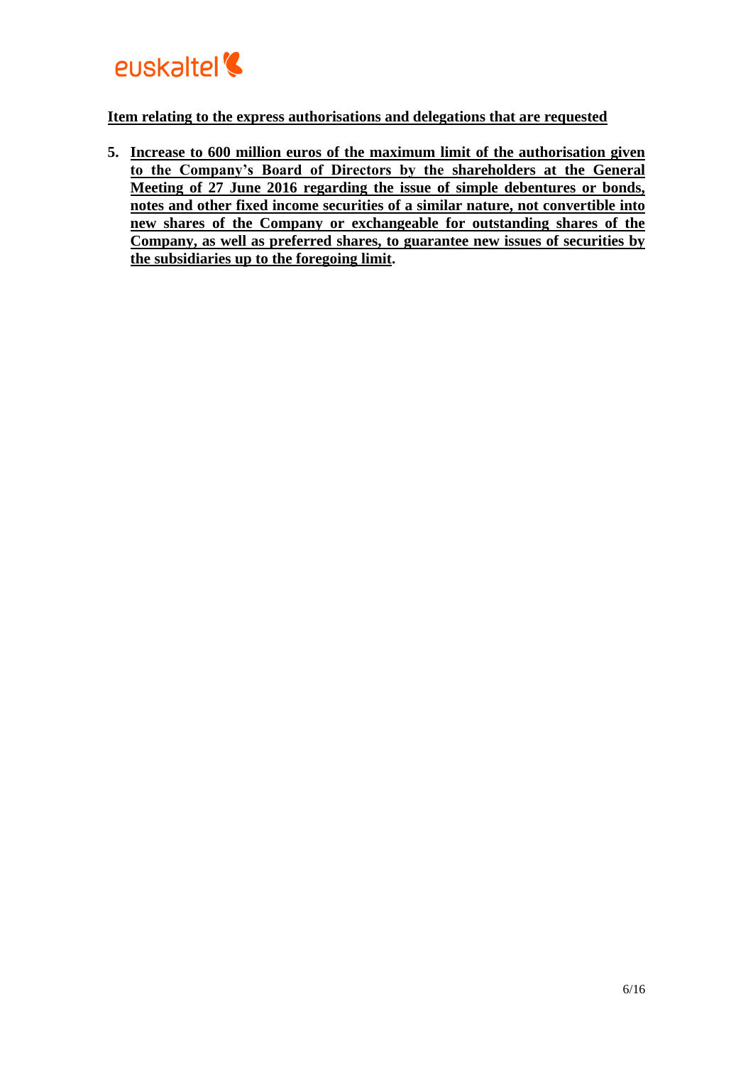euskaltel

**Item relating to the express authorisations and delegations that are requested**

5. **Increase to 600 million euros of the maximum limit of the authorisation given to the Company's Board of Directors by the shareholders at the General Meeting of 27 June 2016 regarding the issue of simple debentures or bonds, notes and other fixed income securities of a similar nature, not convertible into new shares of the Company or exchangeable for outstanding shares of the Company, as well as preferred shares, to guarantee new issues of securities by the subsidiaries up to the foregoing limit.**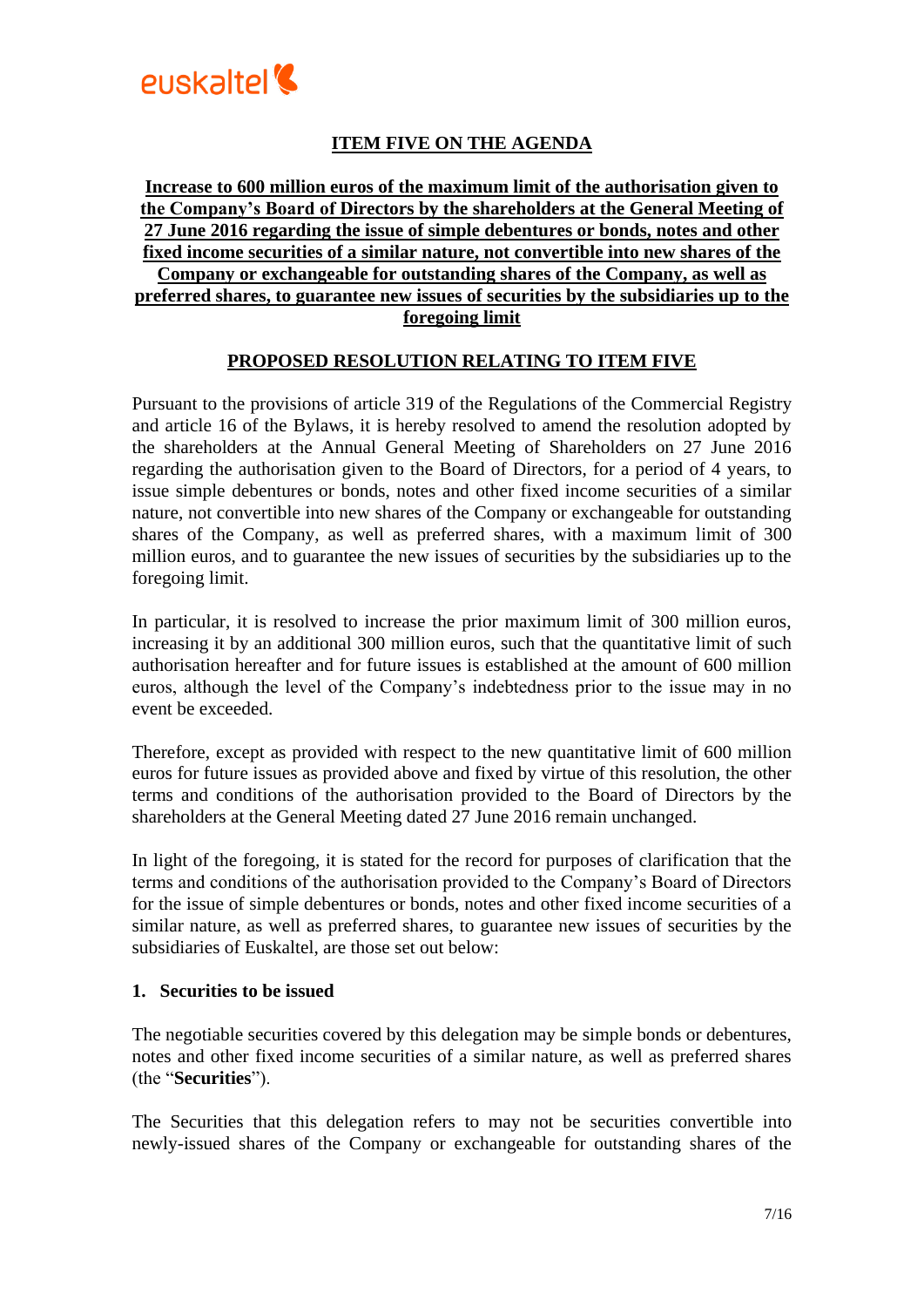## ITEM FIVE ON THE AGENDA

**Increase to 600 million euros of the maximum limit of the authorisation given to the Company's Board of Directors by the shareholders at the General Meeting of 27 June 2016 regarding the issue of simple debentures or bonds, notes and other fixed income securities of a similar nature, not convertible into new shares of the Company or exchangeable for outstanding shares of the Company, as well as preferred shares, to guarantee new issues of securities by the subsidiaries up to the foregoing limit**

## PROPOSED RESOLUTION RELATING TO ITEM FIVE

Pursuant to the provisions of article 319 of the Regulations of the Commercial Registry and article 16 of the Bylaws, it is hereby resolved to amend the resolution adopted by the shareholders at the Annual General Meeting of Shareholders on 27 June 2016 regarding the authorisation given to the Board of Directors, for a period of 4 years, to issue simple debentures or bonds, notes and other fixed income securities of a similar nature, not convertible into new shares of the Company or exchangeable for outstanding shares of the Company, as well as preferred shares, with a maximum limit of 300 million euros, and to guarantee the new issues of securities by the subsidiaries up to the foregoing limit.

In particular, it is resolved to increase the prior maximum limit of 300 million euros, increasing it by an additional 300 million euros, such that the quantitative limit of such authorisation hereafter and for future issues is established at the amount of 600 million euros, although the level of the Company's indebtedness prior to the issue may in no event be exceeded.

Therefore, except as provided with respect to the new quantitative limit of 600 million euros for future issues as provided above and fixed by virtue of this resolution, the other terms and conditions of the authorisation provided to the Board of Directors by the shareholders at the General Meeting dated 27 June 2016 remain unchanged.

In light of the foregoing, it is stated for the record for purposes of clarification that the terms and conditions of the authorisation provided to the Company's Board of Directors for the issue of simple debentures or bonds, notes and other fixed income securities of a similar nature, as well as preferred shares, to guarantee new issues of securities by the subsidiaries of Euskaltel, are those set out below:

### 1. Securities to be issued

The negotiable securities covered by this delegation may be simple bonds or debentures, notes and other fixed income securities of a similar nature, as well as preferred shares (the "**Securities**").

The Securities that this delegation refers to may not be securities convertible into newly-issued shares of the Company or exchangeable for outstanding shares of the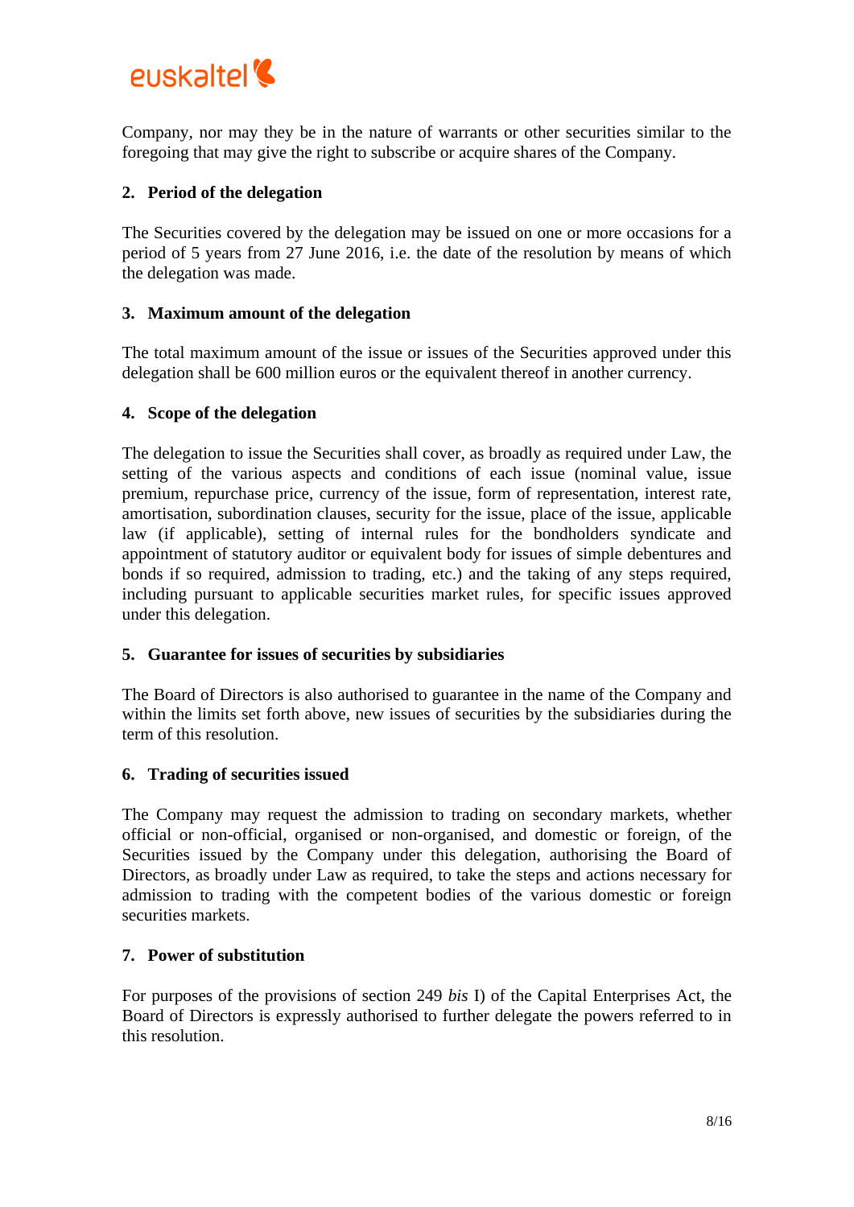Company, nor may they be in the nature of warrants or other securities similar to the foregoing that may give the right to subscribe or acquire shares of the Company.

**2. Period of the delegation**

The Securities covered by the delegation may be issued on one or more occasions for a period of 5 years from 27 June 2016, i.e. the date of the resolution by means of which the delegation was made.

**3. Maximum amount of the delegation**

The total maximum amount of the issue or issues of the Securities approved under this delegation shall be 600 million euros or the equivalent thereof in another currency.

**4. Scope of the delegation**

The delegation to issue the Securities shall cover, as broadly as required under Law, the setting of the various aspects and conditions of each issue (nominal value, issue premium, repurchase price, currency of the issue, form of representation, interest rate, amortisation, subordination clauses, security for the issue, place of the issue, applicable law (if applicable), setting of internal rules for the bondholders syndicate and appointment of statutory auditor or equivalent body for issues of simple debentures and bonds if so required, admission to trading, etc.) and the taking of any steps required, including pursuant to applicable securities market rules, for specific issues approved under this delegation.

**5. Guarantee for issues of securities by subsidiaries**

The Board of Directors is also authorised to guarantee in the name of the Company and within the limits set forth above, new issues of securities by the subsidiaries during the term of this resolution.

**6. Trading of securities issued**

The Company may request the admission to trading on secondary markets, whether official or non-official, organised or non-organised, and domestic or foreign, of the Securities issued by the Company under this delegation, authorising the Board of Directors, as broadly under Law as required, to take the steps and actions necessary for admission to trading with the competent bodies of the various domestic or foreign securities markets.

**7. Power of substitution**

For purposes of the provisions of section 249 *bis* I) of the Capital Enterprises Act, the Board of Directors is expressly authorised to further delegate the powers referred to in this resolution.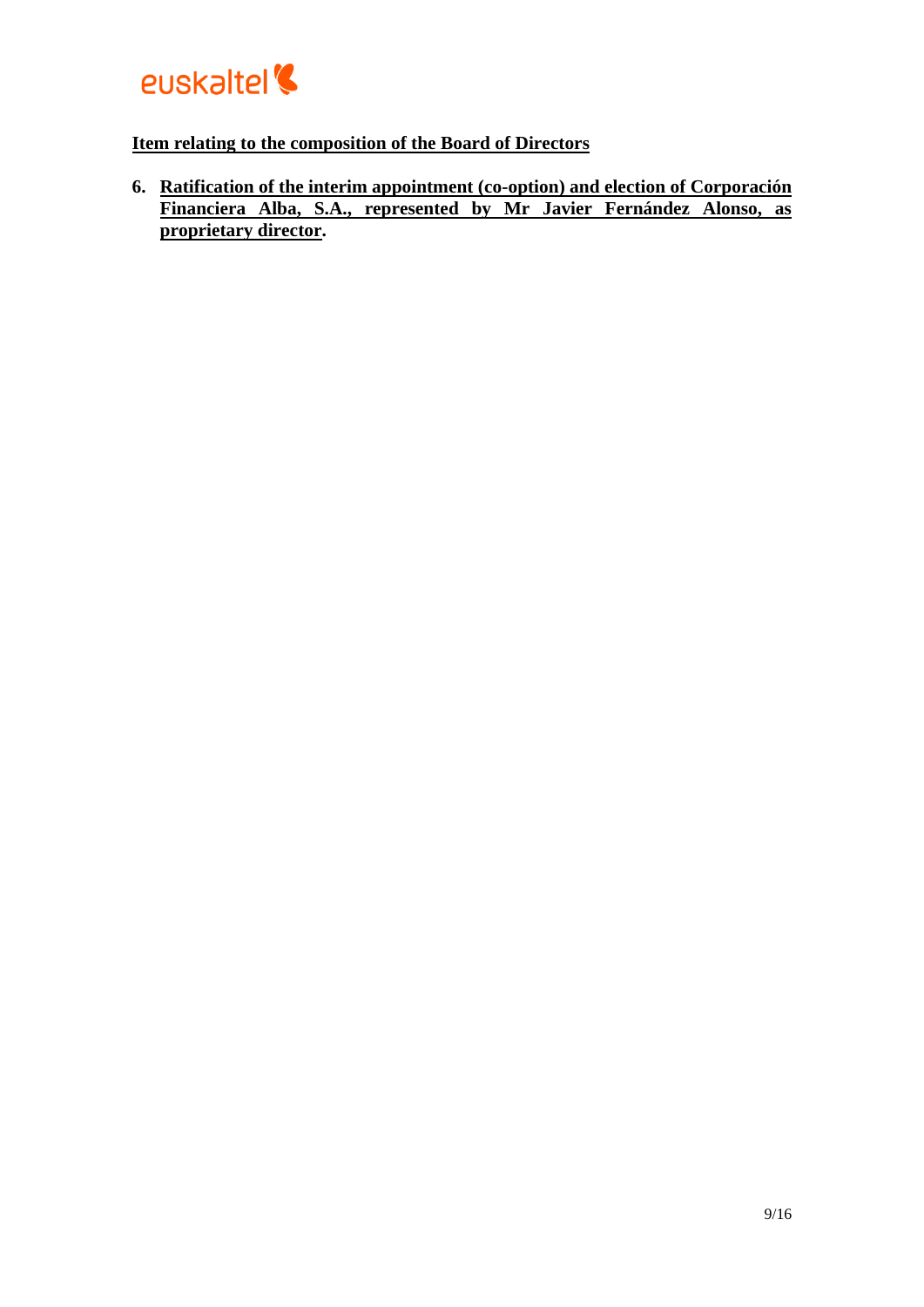**Item relating to the composition of the Board of Directors**

6. **Ratification of the interim appointment (co-option) and election of Corporación Financiera Alba, S.A., represented by Mr Javier Fernández Alonso, as proprietary director.**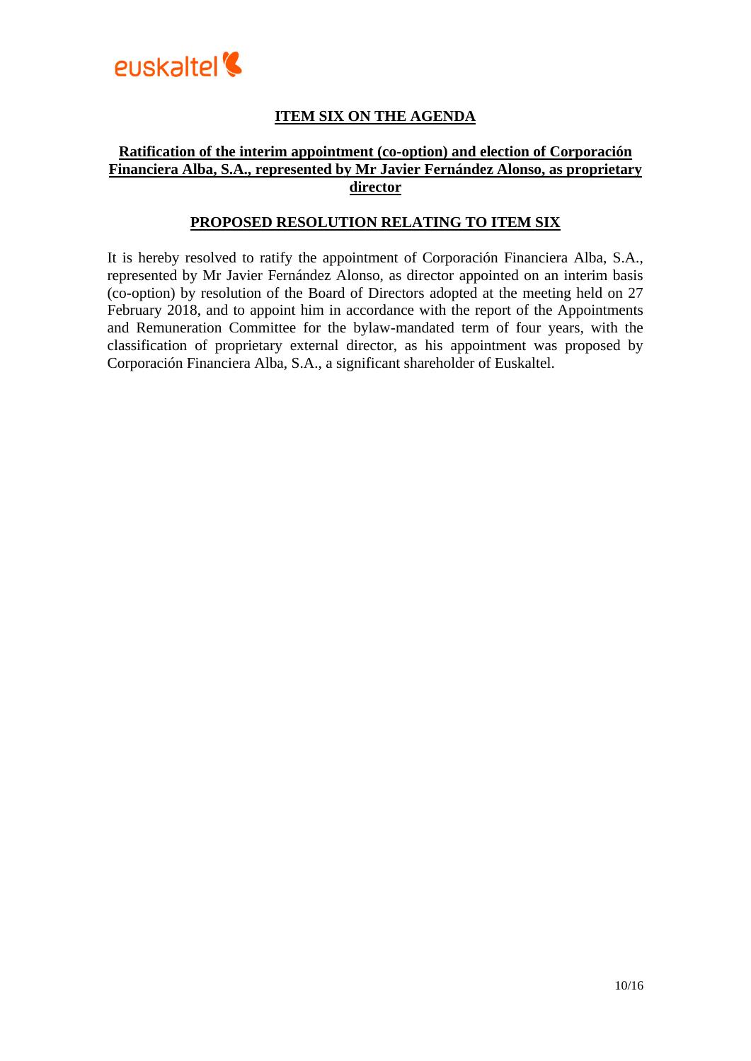## ITEM SIX ON THE AGENDA

### Ratification of the interim appointment (co-option) and election of Corporación Financiera Alba, S.A., represented by Mr Javier Fernández Alonso, as proprietary director

### PROPOSED RESOLUTION RELATING TO ITEM SIX

It is hereby resolved to ratify the appointment of Corporación Financiera Alba, S.A., represented by Mr Javier Fernández Alonso, as director appointed on an interim basis (co-option) by resolution of the Board of Directors adopted at the meeting held on 27 February 2018, and to appoint him in accordance with the report of the Appointments and Remuneration Committee for the bylaw-mandated term of four years, with the classification of proprietary external director, as his appointment was proposed by Corporación Financiera Alba, S.A., a significant shareholder of Euskaltel.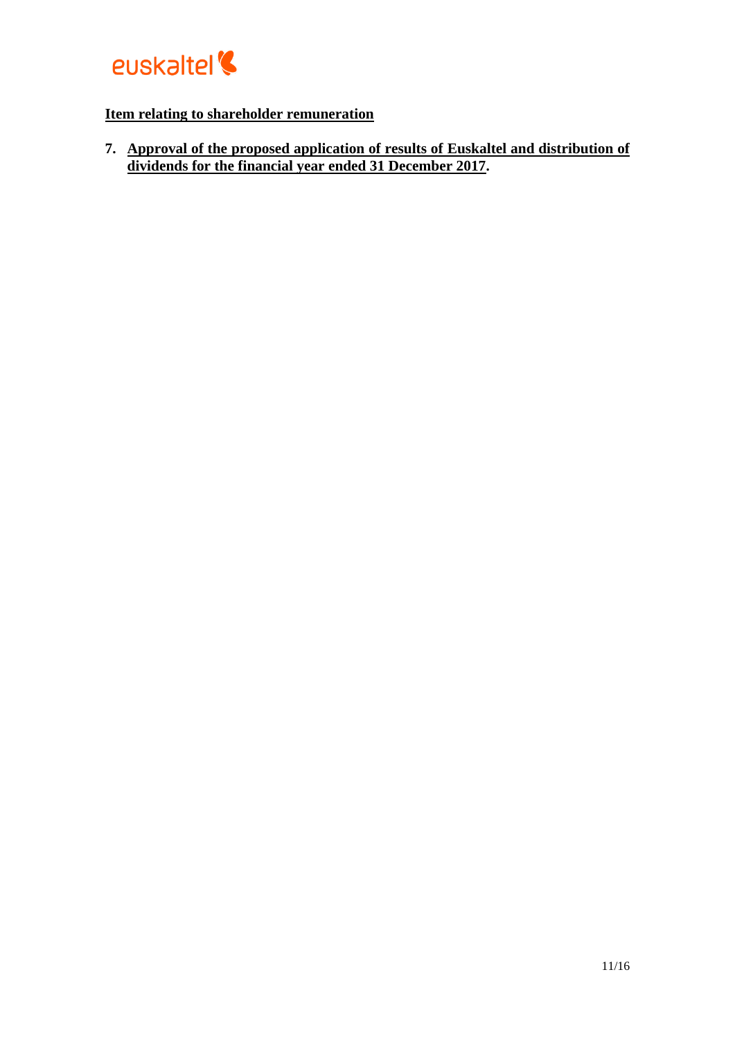**Item relating to shareholder remuneration**

7. **Approval of the proposed application of results of Euskaltel and distribution of dividends for the financial year ended 31 December 2017.**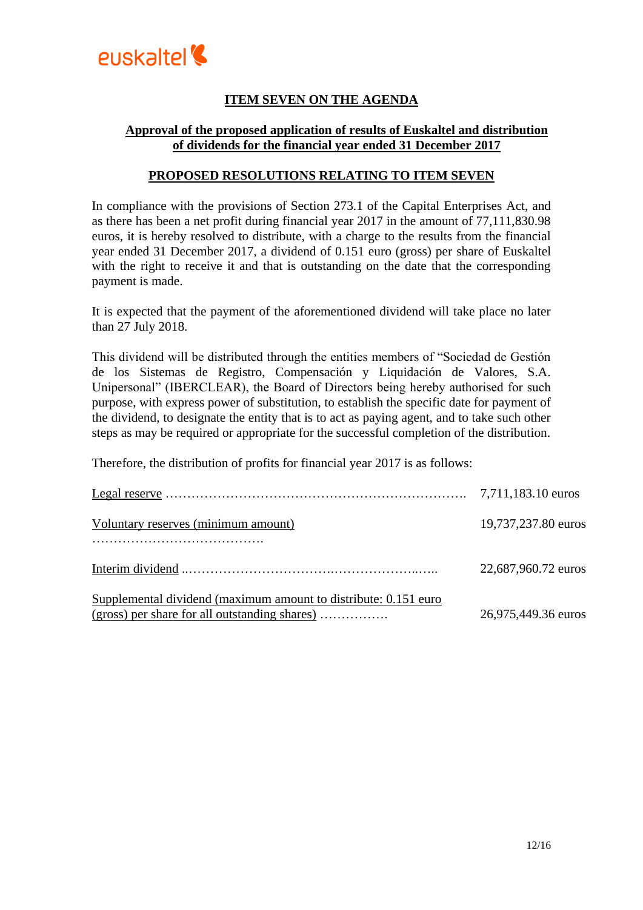## ITEM SEVEN ON THE AGENDA

### Approval of the proposed application of results of Euskaltel and distribution of dividends for the financial year ended 31 December 2017

### PROPOSED RESOLUTIONS RELATING TO ITEM SEVEN

In compliance with the provisions of Section 273.1 of the Capital Enterprises Act, and as there has been a net profit during financial year 2017 in the amount of 77,111,830.98 euros, it is hereby resolved to distribute, with a charge to the results from the financial year ended 31 December 2017, a dividend of 0.151 euro (gross) per share of Euskaltel with the right to receive it and that is outstanding on the date that the corresponding payment is made.

It is expected that the payment of the aforementioned dividend will take place no later than 27 July 2018.

This dividend will be distributed through the entities members of "Sociedad de Gestión de los Sistemas de Registro, Compensación y Liquidación de Valores, S.A. Unipersonal" (IBERCLEAR), the Board of Directors being hereby authorised for such purpose, with express power of substitution, to establish the specific date for payment of the dividend, to designate the entity that is to act as paying agent, and to take such other steps as may be required or appropriate for the successful completion of the distribution.

Therefore, the distribution of profits for financial year 2017 is as follows:

| | |
|---|---|
| Legal reserve | 7,711,183.10 euros |
| Voluntary reserves (minimum amount) | 19,737,237.80 euros |
| Interim dividend | 22,687,960.72 euros |
| Supplemental dividend (maximum amount to distribute: 0.151 euro (gross) per share for all outstanding shares) | 26,975,449.36 euros |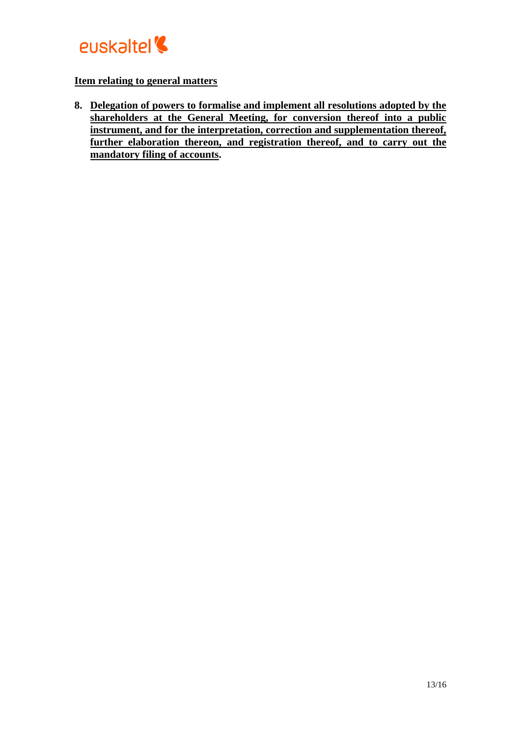**Item relating to general matters**

8. **Delegation of powers to formalise and implement all resolutions adopted by the shareholders at the General Meeting, for conversion thereof into a public instrument, and for the interpretation, correction and supplementation thereof, further elaboration thereon, and registration thereof, and to carry out the mandatory filing of accounts.**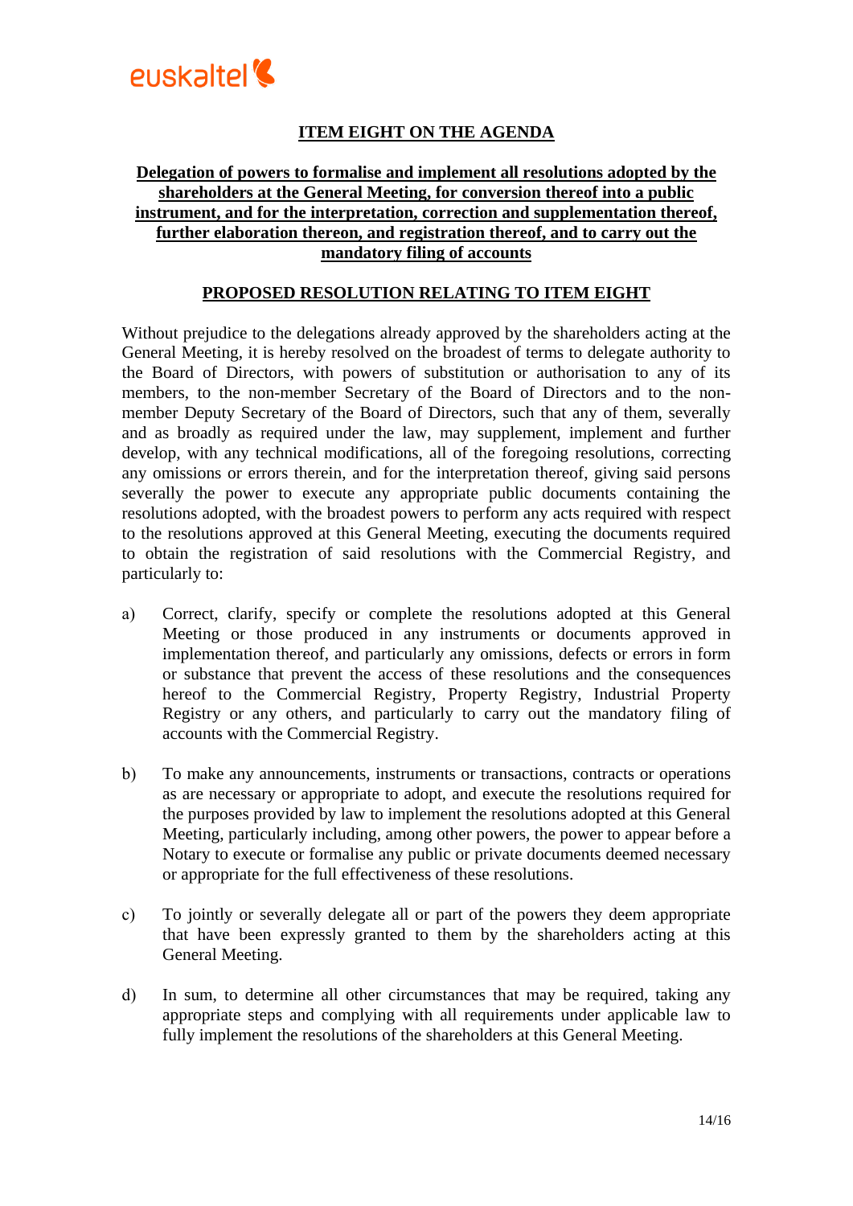## ITEM EIGHT ON THE AGENDA

### Delegation of powers to formalise and implement all resolutions adopted by the shareholders at the General Meeting, for conversion thereof into a public instrument, and for the interpretation, correction and supplementation thereof, further elaboration thereon, and registration thereof, and to carry out the mandatory filing of accounts

### PROPOSED RESOLUTION RELATING TO ITEM EIGHT

Without prejudice to the delegations already approved by the shareholders acting at the General Meeting, it is hereby resolved on the broadest of terms to delegate authority to the Board of Directors, with powers of substitution or authorisation to any of its members, to the non-member Secretary of the Board of Directors and to the non-member Deputy Secretary of the Board of Directors, such that any of them, severally and as broadly as required under the law, may supplement, implement and further develop, with any technical modifications, all of the foregoing resolutions, correcting any omissions or errors therein, and for the interpretation thereof, giving said persons severally the power to execute any appropriate public documents containing the resolutions adopted, with the broadest powers to perform any acts required with respect to the resolutions approved at this General Meeting, executing the documents required to obtain the registration of said resolutions with the Commercial Registry, and particularly to:

a) Correct, clarify, specify or complete the resolutions adopted at this General Meeting or those produced in any instruments or documents approved in implementation thereof, and particularly any omissions, defects or errors in form or substance that prevent the access of these resolutions and the consequences hereof to the Commercial Registry, Property Registry, Industrial Property Registry or any others, and particularly to carry out the mandatory filing of accounts with the Commercial Registry.

b) To make any announcements, instruments or transactions, contracts or operations as are necessary or appropriate to adopt, and execute the resolutions required for the purposes provided by law to implement the resolutions adopted at this General Meeting, particularly including, among other powers, the power to appear before a Notary to execute or formalise any public or private documents deemed necessary or appropriate for the full effectiveness of these resolutions.

c) To jointly or severally delegate all or part of the powers they deem appropriate that have been expressly granted to them by the shareholders acting at this General Meeting.

d) In sum, to determine all other circumstances that may be required, taking any appropriate steps and complying with all requirements under applicable law to fully implement the resolutions of the shareholders at this General Meeting.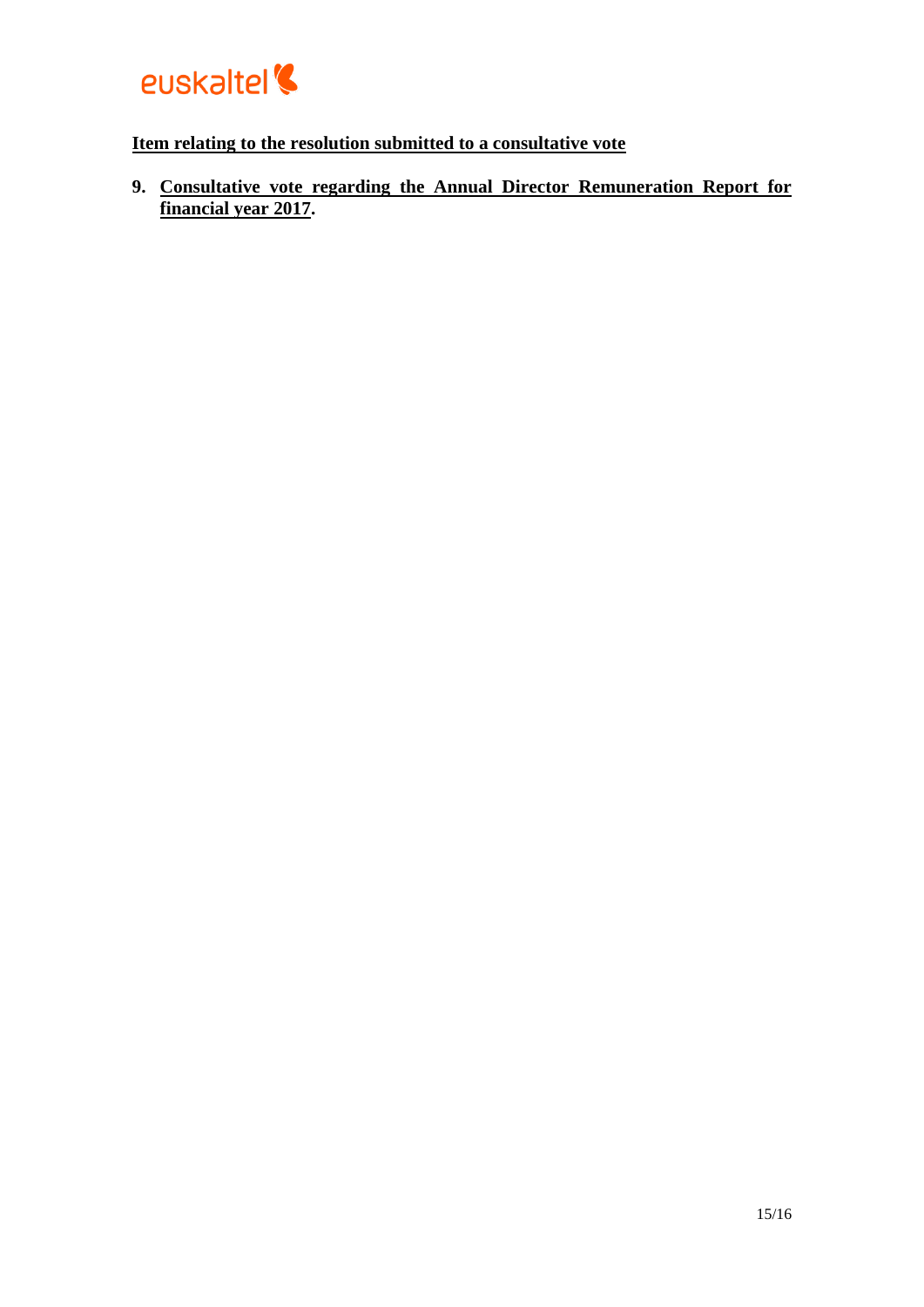**Item relating to the resolution submitted to a consultative vote**

9. **Consultative vote regarding the Annual Director Remuneration Report for financial year 2017.**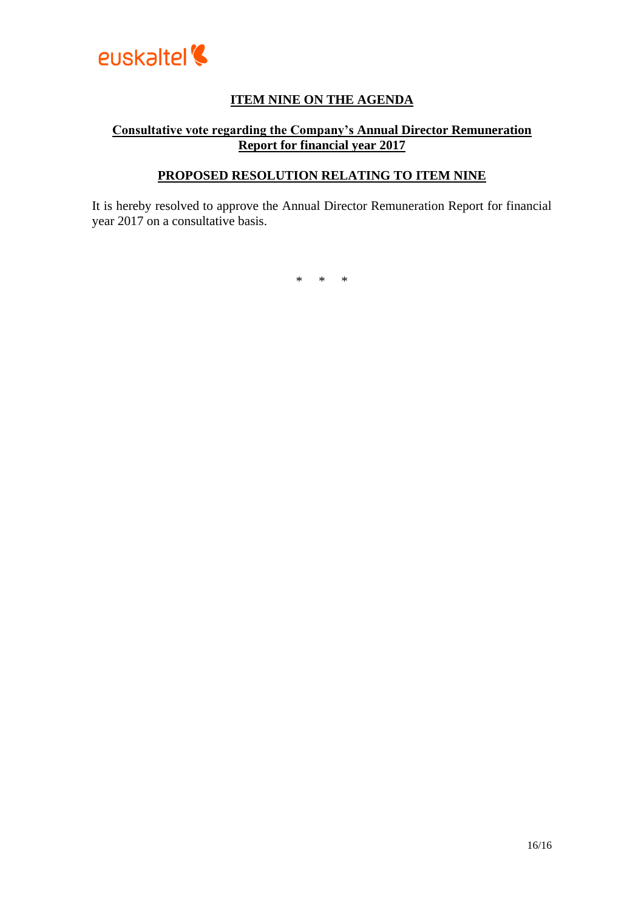## ITEM NINE ON THE AGENDA

### Consultative vote regarding the Company's Annual Director Remuneration Report for financial year 2017

### PROPOSED RESOLUTION RELATING TO ITEM NINE

It is hereby resolved to approve the Annual Director Remuneration Report for financial year 2017 on a consultative basis.

\* \* \*